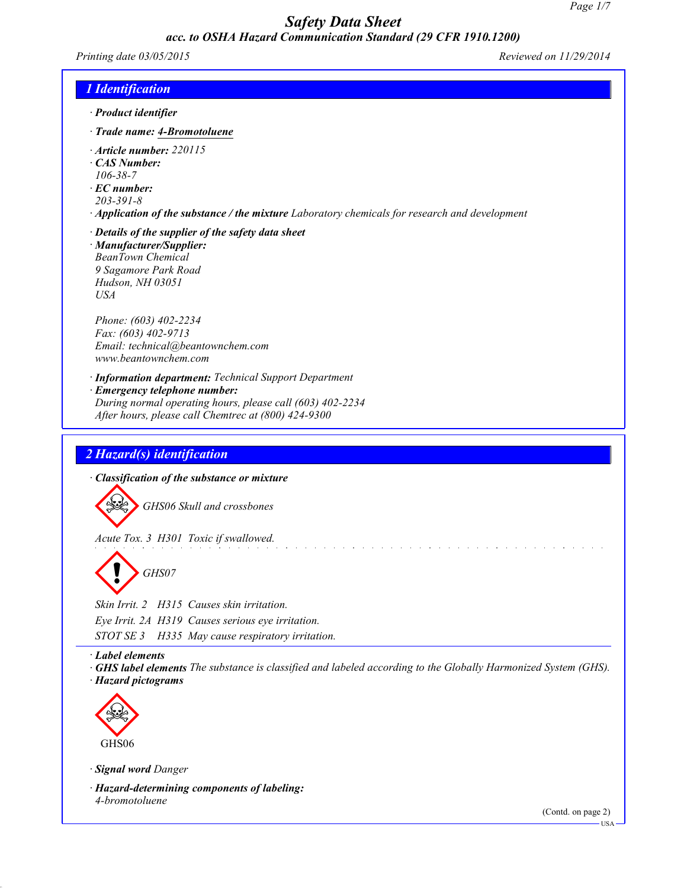# Safety Data Sheet

*acc. to OSHA Hazard Communication Standard (29 CFR 1910.1200)*

*Printing date 03/05/2015* *Reviewed on 11/29/2014*

## 1 Identification

· **Product identifier**

· **Trade name: 4-Bromotoluene**

· **Article number:** 220115

· **CAS Number:**
106-38-7

· **EC number:**
203-391-8

· **Application of the substance / the mixture** Laboratory chemicals for research and development

· **Details of the supplier of the safety data sheet**

· **Manufacturer/Supplier:**
BeanTown Chemical
9 Sagamore Park Road
Hudson, NH 03051
USA

Phone: (603) 402-2234
Fax: (603) 402-9713
Email: technical@beantownchem.com
www.beantownchem.com

· **Information department:** Technical Support Department

· **Emergency telephone number:**
During normal operating hours, please call (603) 402-2234
After hours, please call Chemtrec at (800) 424-9300

## 2 Hazard(s) identification

· **Classification of the substance or mixture**

GHS06 Skull and crossbones

Acute Tox. 3 H301 Toxic if swallowed.

GHS07

Skin Irrit. 2 H315 Causes skin irritation.

Eye Irrit. 2A H319 Causes serious eye irritation.

STOT SE 3 H335 May cause respiratory irritation.

· **Label elements**

· **GHS label elements** The substance is classified and labeled according to the Globally Harmonized System (GHS).

· **Hazard pictograms**

GHS06

· **Signal word** Danger

· **Hazard-determining components of labeling:**
4-bromotoluene

(Contd. on page 2)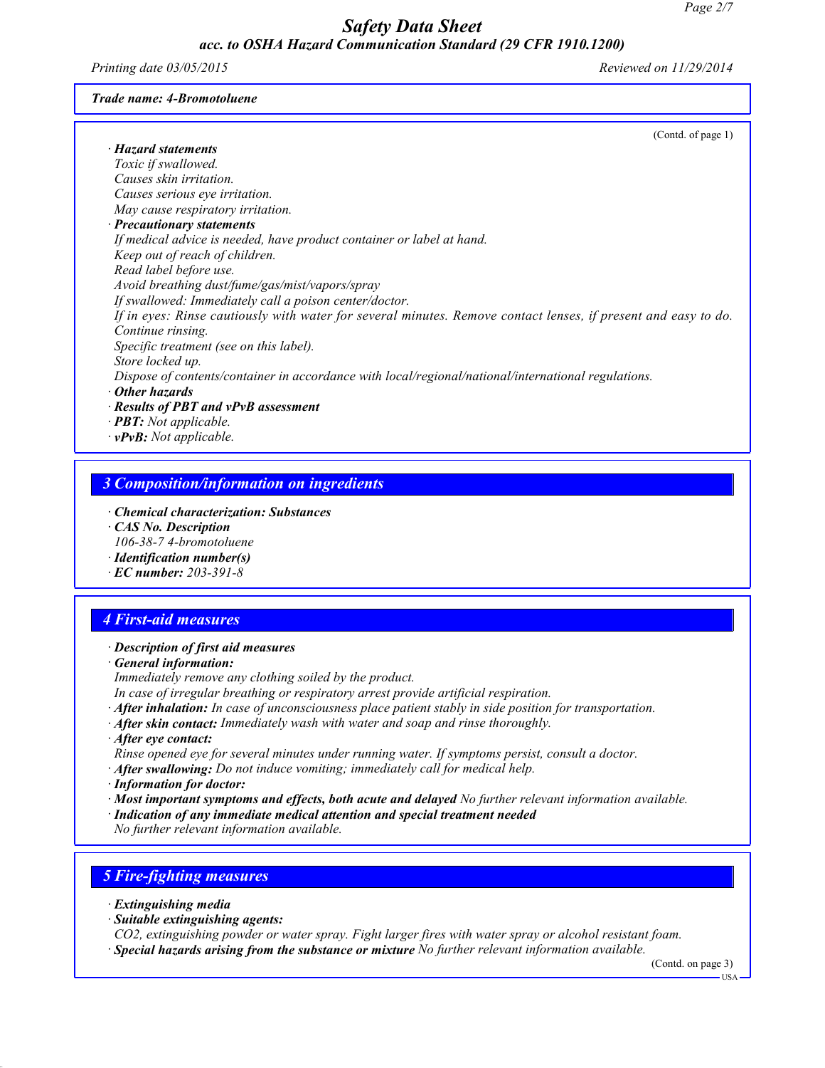**Trade name: 4-Bromotoluene**

(Contd. of page 1)

· **Hazard statements**
Toxic if swallowed.
Causes skin irritation.
Causes serious eye irritation.
May cause respiratory irritation.
· **Precautionary statements**
If medical advice is needed, have product container or label at hand.
Keep out of reach of children.
Read label before use.
Avoid breathing dust/fume/gas/mist/vapors/spray
If swallowed: Immediately call a poison center/doctor.
If in eyes: Rinse cautiously with water for several minutes. Remove contact lenses, if present and easy to do. Continue rinsing.
Specific treatment (see on this label).
Store locked up.
Dispose of contents/container in accordance with local/regional/national/international regulations.
· **Other hazards**
· **Results of PBT and vPvB assessment**
· **PBT:** Not applicable.
· **vPvB:** Not applicable.

## 3 Composition/information on ingredients

· **Chemical characterization: Substances**
· **CAS No. Description**
106-38-7 4-bromotoluene
· **Identification number(s)**
· **EC number:** 203-391-8

## 4 First-aid measures

· **Description of first aid measures**
· **General information:**
Immediately remove any clothing soiled by the product.
In case of irregular breathing or respiratory arrest provide artificial respiration.
· **After inhalation:** In case of unconsciousness place patient stably in side position for transportation.
· **After skin contact:** Immediately wash with water and soap and rinse thoroughly.
· **After eye contact:**
Rinse opened eye for several minutes under running water. If symptoms persist, consult a doctor.
· **After swallowing:** Do not induce vomiting; immediately call for medical help.
· **Information for doctor:**
· **Most important symptoms and effects, both acute and delayed** No further relevant information available.
· **Indication of any immediate medical attention and special treatment needed**
No further relevant information available.

## 5 Fire-fighting measures

· **Extinguishing media**
· **Suitable extinguishing agents:**
$CO_2$, extinguishing powder or water spray. Fight larger fires with water spray or alcohol resistant foam.
· **Special hazards arising from the substance or mixture** No further relevant information available.

(Contd. on page 3)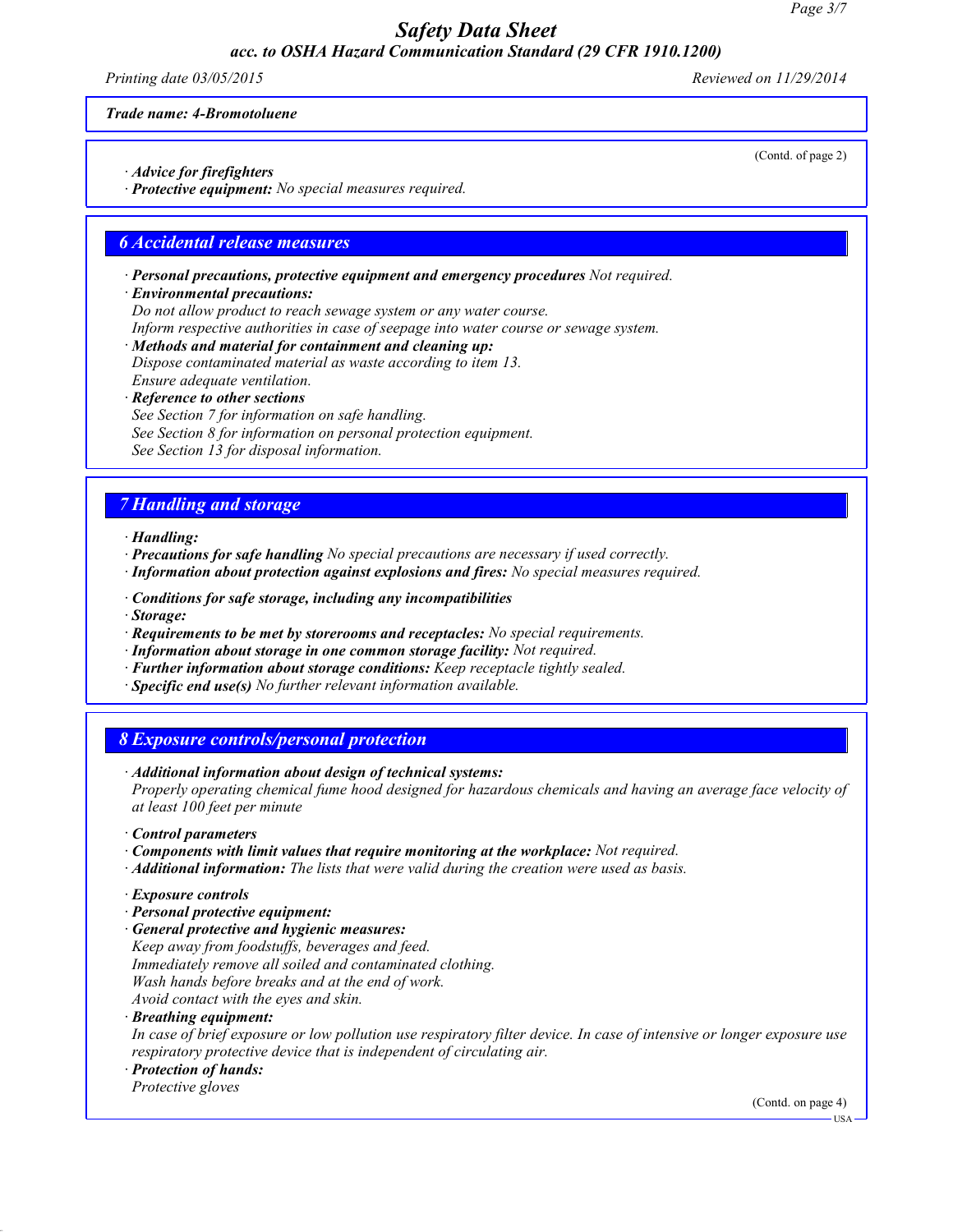**Trade name: 4-Bromotoluene**

(Contd. of page 2)

· **Advice for firefighters**
· **Protective equipment:** No special measures required.

## 6 Accidental release measures

· **Personal precautions, protective equipment and emergency procedures** Not required.
· **Environmental precautions:**
Do not allow product to reach sewage system or any water course.
Inform respective authorities in case of seepage into water course or sewage system.
· **Methods and material for containment and cleaning up:**
Dispose contaminated material as waste according to item 13.
Ensure adequate ventilation.
· **Reference to other sections**
See Section 7 for information on safe handling.
See Section 8 for information on personal protection equipment.
See Section 13 for disposal information.

## 7 Handling and storage

· **Handling:**
· **Precautions for safe handling** No special precautions are necessary if used correctly.
· **Information about protection against explosions and fires:** No special measures required.

· **Conditions for safe storage, including any incompatibilities**
· **Storage:**
· **Requirements to be met by storerooms and receptacles:** No special requirements.
· **Information about storage in one common storage facility:** Not required.
· **Further information about storage conditions:** Keep receptacle tightly sealed.
· **Specific end use(s)** No further relevant information available.

## 8 Exposure controls/personal protection

· **Additional information about design of technical systems:**
Properly operating chemical fume hood designed for hazardous chemicals and having an average face velocity of at least 100 feet per minute

· **Control parameters**
· **Components with limit values that require monitoring at the workplace:** Not required.
· **Additional information:** The lists that were valid during the creation were used as basis.

· **Exposure controls**
· **Personal protective equipment:**
· **General protective and hygienic measures:**
Keep away from foodstuffs, beverages and feed.
Immediately remove all soiled and contaminated clothing.
Wash hands before breaks and at the end of work.
Avoid contact with the eyes and skin.
· **Breathing equipment:**
In case of brief exposure or low pollution use respiratory filter device. In case of intensive or longer exposure use respiratory protective device that is independent of circulating air.
· **Protection of hands:**
Protective gloves

(Contd. on page 4)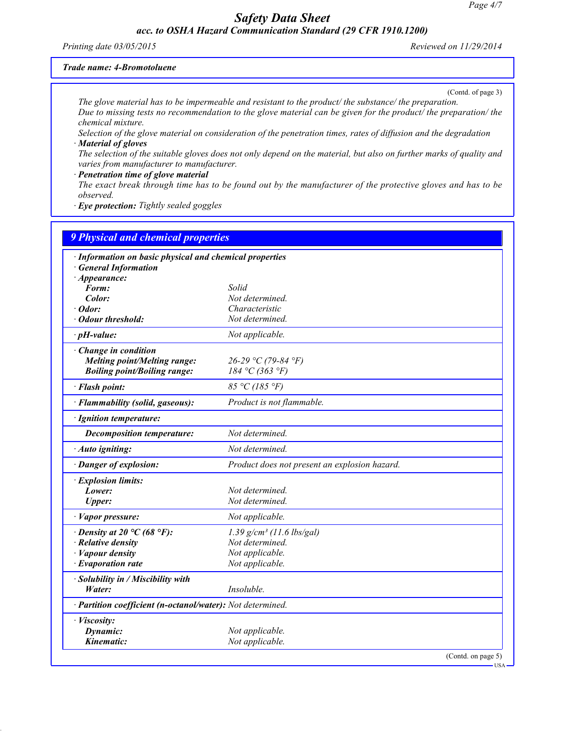**Trade name: 4-Bromotoluene**

(Contd. of page 3)

The glove material has to be impermeable and resistant to the product/ the substance/ the preparation.
Due to missing tests no recommendation to the glove material can be given for the product/ the preparation/ the chemical mixture.
Selection of the glove material on consideration of the penetration times, rates of diffusion and the degradation

· **Material of gloves**
The selection of the suitable gloves does not only depend on the material, but also on further marks of quality and varies from manufacturer to manufacturer.

· **Penetration time of glove material**
The exact break through time has to be found out by the manufacturer of the protective gloves and has to be observed.

· **Eye protection:** Tightly sealed goggles

## 9 Physical and chemical properties

| · Information on basic physical and chemical properties | |
|---|---|
| · General Information | |
| · Appearance: | |
| Form: | Solid |
| Color: | Not determined. |
| · Odor: | Characteristic |
| · Odour threshold: | Not determined. |
| · pH-value: | Not applicable. |
| · Change in condition | |
| Melting point/Melting range: | 26-29 °C (79-84 °F) |
| Boiling point/Boiling range: | 184 °C (363 °F) |
| · Flash point: | 85 °C (185 °F) |
| · Flammability (solid, gaseous): | Product is not flammable. |
| · Ignition temperature: | |
| Decomposition temperature: | Not determined. |
| · Auto igniting: | Not determined. |
| · Danger of explosion: | Product does not present an explosion hazard. |
| · Explosion limits: | |
| Lower: | Not determined. |
| Upper: | Not determined. |
| · Vapor pressure: | Not applicable. |
| · Density at 20 °C (68 °F): | 1.39 g/cm³ (11.6 lbs/gal) |
| · Relative density | Not determined. |
| · Vapour density | Not applicable. |
| · Evaporation rate | Not applicable. |
| · Solubility in / Miscibility with | |
| Water: | Insoluble. |
| · Partition coefficient (n-octanol/water): | Not determined. |
| · Viscosity: | |
| Dynamic: | Not applicable. |
| Kinematic: | Not applicable. |

(Contd. on page 5)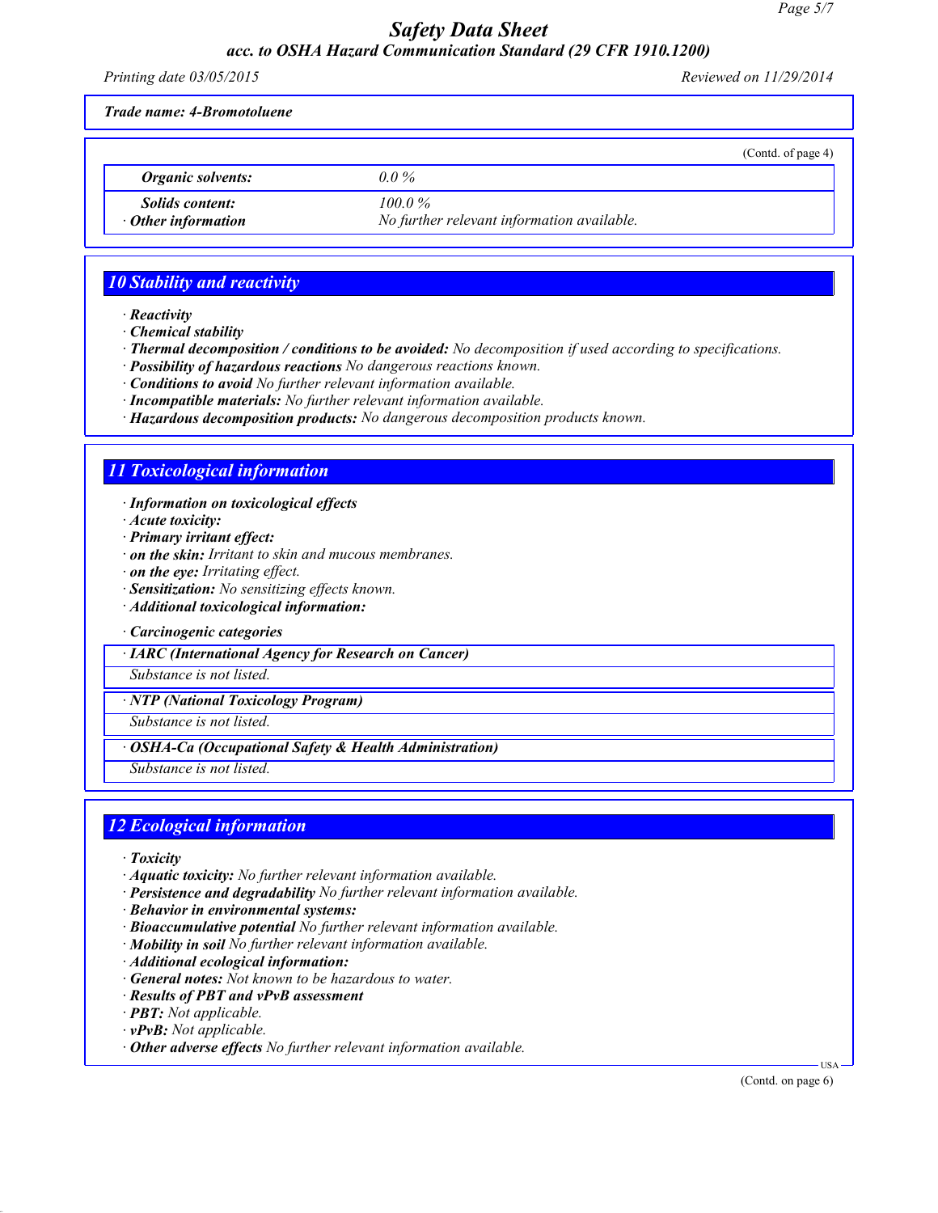**Trade name: 4-Bromotoluene**

(Contd. of page 4)

| | |
|---|---|
| *Organic solvents:* | 0.0 % |
| *Solids content:* | 100.0 % |
| · *Other information* | No further relevant information available. |

## 10 Stability and reactivity

· ***Reactivity***
· ***Chemical stability***
· ***Thermal decomposition / conditions to be avoided:*** No decomposition if used according to specifications.
· ***Possibility of hazardous reactions*** No dangerous reactions known.
· ***Conditions to avoid*** No further relevant information available.
· ***Incompatible materials:*** No further relevant information available.
· ***Hazardous decomposition products:*** No dangerous decomposition products known.

## 11 Toxicological information

· ***Information on toxicological effects***
· ***Acute toxicity:***
· ***Primary irritant effect:***
· ***on the skin:*** Irritant to skin and mucous membranes.
· ***on the eye:*** Irritating effect.
· ***Sensitization:*** No sensitizing effects known.
· ***Additional toxicological information:***

· ***Carcinogenic categories***

| · IARC (International Agency for Research on Cancer) |
|---|
| Substance is not listed. |

| · NTP (National Toxicology Program) |
|---|
| Substance is not listed. |

| · OSHA-Ca (Occupational Safety & Health Administration) |
|---|
| Substance is not listed. |

## 12 Ecological information

· ***Toxicity***
· ***Aquatic toxicity:*** No further relevant information available.
· ***Persistence and degradability*** No further relevant information available.
· ***Behavior in environmental systems:***
· ***Bioaccumulative potential*** No further relevant information available.
· ***Mobility in soil*** No further relevant information available.
· ***Additional ecological information:***
· ***General notes:*** Not known to be hazardous to water.
· ***Results of PBT and vPvB assessment***
· ***PBT:*** Not applicable.
· ***vPvB:*** Not applicable.
· ***Other adverse effects*** No further relevant information available.

(Contd. on page 6)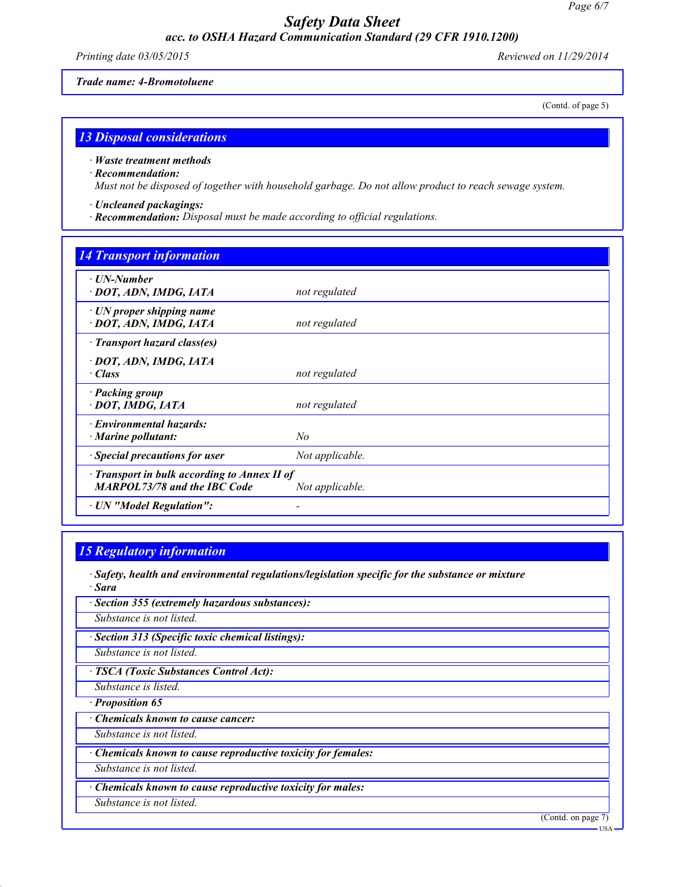**Trade name: 4-Bromotoluene**

(Contd. of page 5)

## 13 Disposal considerations

· **Waste treatment methods**

· **Recommendation:**

Must not be disposed of together with household garbage. Do not allow product to reach sewage system.

· **Uncleaned packagings:**

· **Recommendation:** Disposal must be made according to official regulations.

## 14 Transport information

| | |
|---|---|
| · **UN-Number**<br>· **DOT, ADN, IMDG, IATA** | not regulated |
| · **UN proper shipping name**<br>· **DOT, ADN, IMDG, IATA** | not regulated |
| · **Transport hazard class(es)**<br>· **DOT, ADN, IMDG, IATA**<br>· **Class** | not regulated |
| · **Packing group**<br>· **DOT, IMDG, IATA** | not regulated |
| · **Environmental hazards:**<br>· **Marine pollutant:** | No |
| · **Special precautions for user** | Not applicable. |
| · **Transport in bulk according to Annex II of MARPOL73/78 and the IBC Code** | Not applicable. |
| · **UN "Model Regulation":** | - |

## 15 Regulatory information

· **Safety, health and environmental regulations/legislation specific for the substance or mixture**

· **Sara**

· **Section 355 (extremely hazardous substances):**

Substance is not listed.

· **Section 313 (Specific toxic chemical listings):**

Substance is not listed.

· **TSCA (Toxic Substances Control Act):**

Substance is listed.

· **Proposition 65**

· **Chemicals known to cause cancer:**

Substance is not listed.

· **Chemicals known to cause reproductive toxicity for females:**

Substance is not listed.

· **Chemicals known to cause reproductive toxicity for males:**

Substance is not listed.

(Contd. on page 7)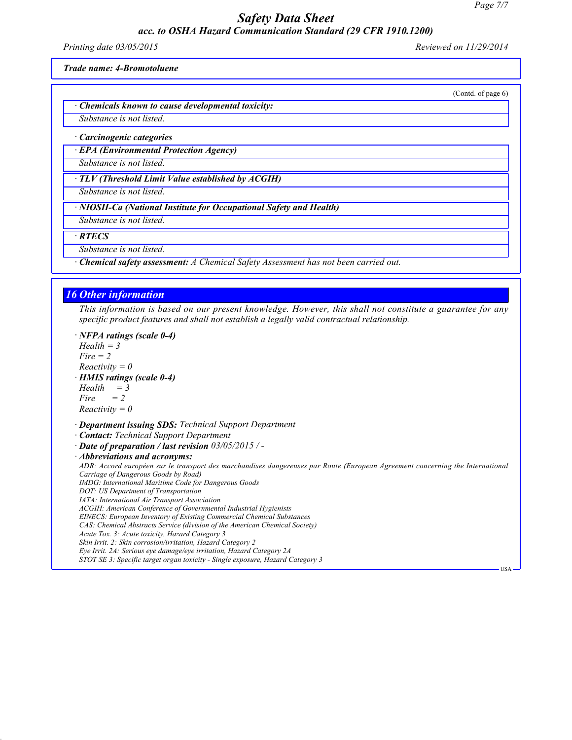**Trade name: 4-Bromotoluene**

(Contd. of page 6)

· **Chemicals known to cause developmental toxicity:**

Substance is not listed.

· **Carcinogenic categories**

· **EPA (Environmental Protection Agency)**

Substance is not listed.

· **TLV (Threshold Limit Value established by ACGIH)**

Substance is not listed.

· **NIOSH-Ca (National Institute for Occupational Safety and Health)**

Substance is not listed.

· **RTECS**

Substance is not listed.

· **Chemical safety assessment:** A Chemical Safety Assessment has not been carried out.

## 16 Other information

This information is based on our present knowledge. However, this shall not constitute a guarantee for any specific product features and shall not establish a legally valid contractual relationship.

· **NFPA ratings (scale 0-4)**

Health = 3
Fire = 2
Reactivity = 0

· **HMIS ratings (scale 0-4)**

Health = 3
Fire = 2
Reactivity = 0

· **Department issuing SDS:** Technical Support Department

· **Contact:** Technical Support Department

· **Date of preparation / last revision** 03/05/2015 / -

· **Abbreviations and acronyms:**

ADR: Accord européen sur le transport des marchandises dangereuses par Route (European Agreement concerning the International Carriage of Dangerous Goods by Road)
IMDG: International Maritime Code for Dangerous Goods
DOT: US Department of Transportation
IATA: International Air Transport Association
ACGIH: American Conference of Governmental Industrial Hygienists
EINECS: European Inventory of Existing Commercial Chemical Substances
CAS: Chemical Abstracts Service (division of the American Chemical Society)
Acute Tox. 3: Acute toxicity, Hazard Category 3
Skin Irrit. 2: Skin corrosion/irritation, Hazard Category 2
Eye Irrit. 2A: Serious eye damage/eye irritation, Hazard Category 2A
STOT SE 3: Specific target organ toxicity - Single exposure, Hazard Category 3